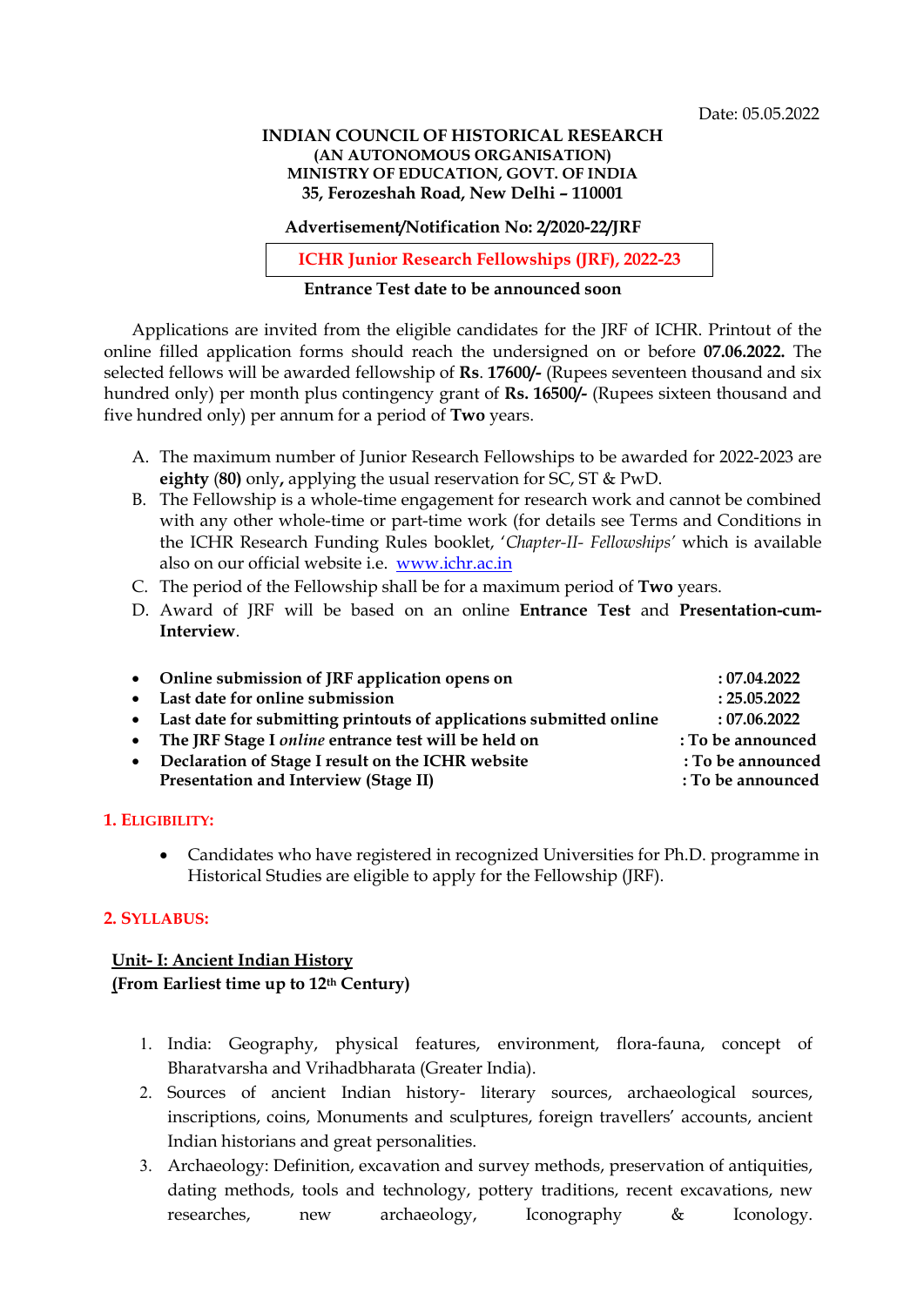Date: 05.05.2022

**INDIAN COUNCIL OF HISTORICAL RESEARCH**
**(AN AUTONOMOUS ORGANISATION)**
**MINISTRY OF EDUCATION, GOVT. OF INDIA**
**35, Ferozeshah Road, New Delhi – 110001**

**Advertisement/Notification No: 2/2020-22/JRF**

# ICHR Junior Research Fellowships (JRF), 2022-23

**Entrance Test date to be announced soon**

Applications are invited from the eligible candidates for the JRF of ICHR. Printout of the online filled application forms should reach the undersigned on or before **07.06.2022.** The selected fellows will be awarded fellowship of **Rs**. **17600/-** (Rupees seventeen thousand and six hundred only) per month plus contingency grant of **Rs. 16500/-** (Rupees sixteen thousand and five hundred only) per annum for a period of **Two** years.

A. The maximum number of Junior Research Fellowships to be awarded for 2022-2023 are **eighty** (**80)** only**,** applying the usual reservation for SC, ST & PwD.
B. The Fellowship is a whole-time engagement for research work and cannot be combined with any other whole-time or part-time work (for details see Terms and Conditions in the ICHR Research Funding Rules booklet, '*Chapter-II- Fellowships'* which is available also on our official website i.e. [www.ichr.ac.in](www.ichr.ac.in)
C. The period of the Fellowship shall be for a maximum period of **Two** years.
D. Award of JRF will be based on an online **Entrance Test** and **Presentation-cum-Interview**.

- **Online submission of JRF application opens on : 07.04.2022**
- **Last date for online submission : 25.05.2022**
- **Last date for submitting printouts of applications submitted online : 07.06.2022**
- **The JRF Stage I *online* entrance test will be held on : To be announced**
- **Declaration of Stage I result on the ICHR website : To be announced**
  **Presentation and Interview (Stage II) : To be announced**

## 1. ELIGIBILITY:

- Candidates who have registered in recognized Universities for Ph.D. programme in Historical Studies are eligible to apply for the Fellowship (JRF).

## 2. SYLLABUS:

### Unit- I: Ancient Indian History
**(From Earliest time up to 12th Century)**

1. India: Geography, physical features, environment, flora-fauna, concept of Bharatvarsha and Vrihadbharata (Greater India).
2. Sources of ancient Indian history- literary sources, archaeological sources, inscriptions, coins, Monuments and sculptures, foreign travellers' accounts, ancient Indian historians and great personalities.
3. Archaeology: Definition, excavation and survey methods, preservation of antiquities, dating methods, tools and technology, pottery traditions, recent excavations, new researches, new archaeology, Iconography & Iconology.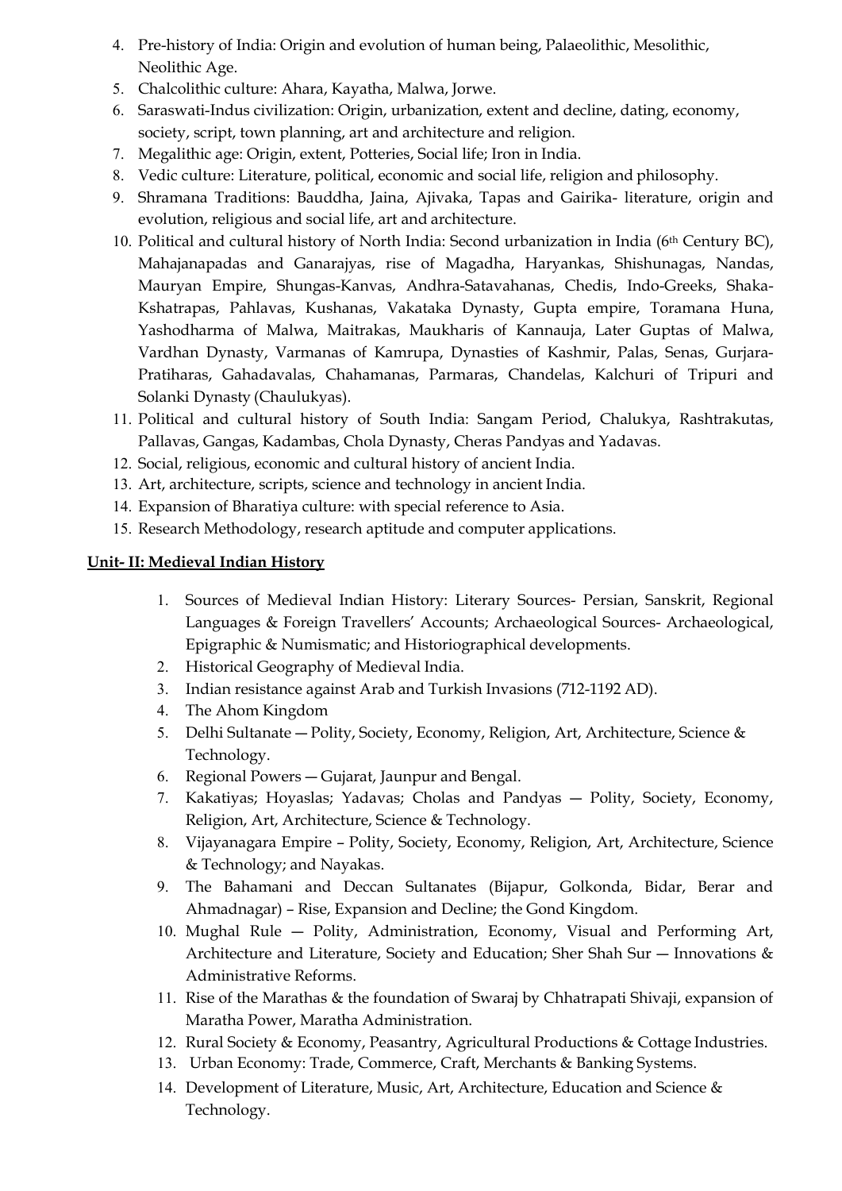4. Pre-history of India: Origin and evolution of human being, Palaeolithic, Mesolithic, Neolithic Age.
5. Chalcolithic culture: Ahara, Kayatha, Malwa, Jorwe.
6. Saraswati-Indus civilization: Origin, urbanization, extent and decline, dating, economy, society, script, town planning, art and architecture and religion.
7. Megalithic age: Origin, extent, Potteries, Social life; Iron in India.
8. Vedic culture: Literature, political, economic and social life, religion and philosophy.
9. Shramana Traditions: Bauddha, Jaina, Ajivaka, Tapas and Gairika- literature, origin and evolution, religious and social life, art and architecture.
10. Political and cultural history of North India: Second urbanization in India (6th Century BC), Mahajanapadas and Ganarajyas, rise of Magadha, Haryankas, Shishunagas, Nandas, Mauryan Empire, Shungas-Kanvas, Andhra-Satavahanas, Chedis, Indo-Greeks, Shaka-Kshatrapas, Pahlavas, Kushanas, Vakataka Dynasty, Gupta empire, Toramana Huna, Yashodharma of Malwa, Maitrakas, Maukharis of Kannauja, Later Guptas of Malwa, Vardhan Dynasty, Varmanas of Kamrupa, Dynasties of Kashmir, Palas, Senas, Gurjara-Pratiharas, Gahadavalas, Chahamanas, Parmaras, Chandelas, Kalchuri of Tripuri and Solanki Dynasty (Chaulukyas).
11. Political and cultural history of South India: Sangam Period, Chalukya, Rashtrakutas, Pallavas, Gangas, Kadambas, Chola Dynasty, Cheras Pandyas and Yadavas.
12. Social, religious, economic and cultural history of ancient India.
13. Art, architecture, scripts, science and technology in ancient India.
14. Expansion of Bharatiya culture: with special reference to Asia.
15. Research Methodology, research aptitude and computer applications.

**<u>Unit- II: Medieval Indian History</u>**

1. Sources of Medieval Indian History: Literary Sources- Persian, Sanskrit, Regional Languages & Foreign Travellers' Accounts; Archaeological Sources- Archaeological, Epigraphic & Numismatic; and Historiographical developments.
2. Historical Geography of Medieval India.
3. Indian resistance against Arab and Turkish Invasions (712-1192 AD).
4. The Ahom Kingdom
5. Delhi Sultanate — Polity, Society, Economy, Religion, Art, Architecture, Science & Technology.
6. Regional Powers — Gujarat, Jaunpur and Bengal.
7. Kakatiyas; Hoyaslas; Yadavas; Cholas and Pandyas — Polity, Society, Economy, Religion, Art, Architecture, Science & Technology.
8. Vijayanagara Empire – Polity, Society, Economy, Religion, Art, Architecture, Science & Technology; and Nayakas.
9. The Bahamani and Deccan Sultanates (Bijapur, Golkonda, Bidar, Berar and Ahmadnagar) – Rise, Expansion and Decline; the Gond Kingdom.
10. Mughal Rule — Polity, Administration, Economy, Visual and Performing Art, Architecture and Literature, Society and Education; Sher Shah Sur — Innovations & Administrative Reforms.
11. Rise of the Marathas & the foundation of Swaraj by Chhatrapati Shivaji, expansion of Maratha Power, Maratha Administration.
12. Rural Society & Economy, Peasantry, Agricultural Productions & Cottage Industries.
13. Urban Economy: Trade, Commerce, Craft, Merchants & Banking Systems.
14. Development of Literature, Music, Art, Architecture, Education and Science & Technology.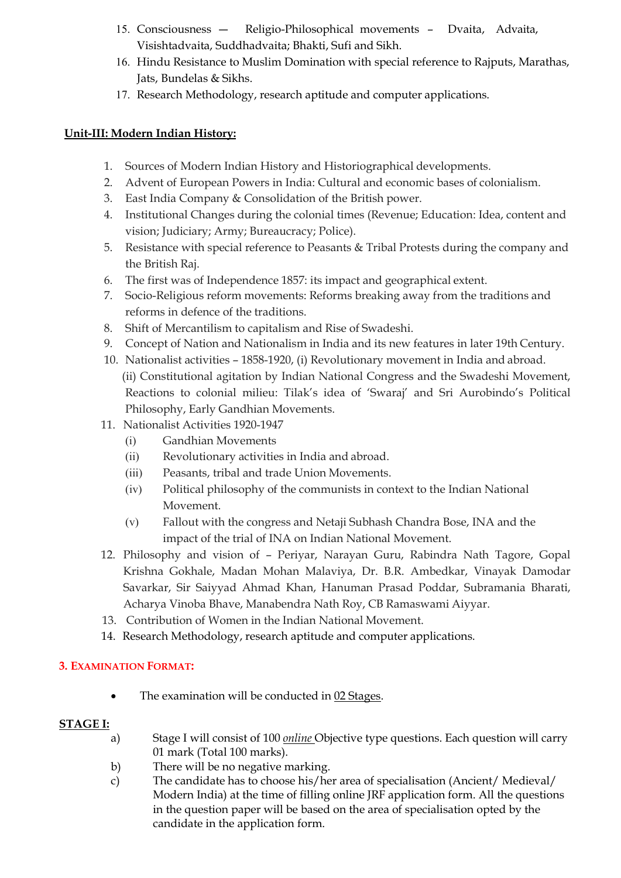15. Consciousness — Religio-Philosophical movements – Dvaita, Advaita, Visishtadvaita, Suddhadvaita; Bhakti, Sufi and Sikh.
16. Hindu Resistance to Muslim Domination with special reference to Rajputs, Marathas, Jats, Bundelas & Sikhs.
17. Research Methodology, research aptitude and computer applications.

**Unit-III: Modern Indian History:**

1. Sources of Modern Indian History and Historiographical developments.
2. Advent of European Powers in India: Cultural and economic bases of colonialism.
3. East India Company & Consolidation of the British power.
4. Institutional Changes during the colonial times (Revenue; Education: Idea, content and vision; Judiciary; Army; Bureaucracy; Police).
5. Resistance with special reference to Peasants & Tribal Protests during the company and the British Raj.
6. The first was of Independence 1857: its impact and geographical extent.
7. Socio-Religious reform movements: Reforms breaking away from the traditions and reforms in defence of the traditions.
8. Shift of Mercantilism to capitalism and Rise of Swadeshi.
9. Concept of Nation and Nationalism in India and its new features in later 19th Century.
10. Nationalist activities – 1858-1920, (i) Revolutionary movement in India and abroad. (ii) Constitutional agitation by Indian National Congress and the Swadeshi Movement, Reactions to colonial milieu: Tilak's idea of 'Swaraj' and Sri Aurobindo's Political Philosophy, Early Gandhian Movements.
11. Nationalist Activities 1920-1947
    (i) Gandhian Movements
    (ii) Revolutionary activities in India and abroad.
    (iii) Peasants, tribal and trade Union Movements.
    (iv) Political philosophy of the communists in context to the Indian National Movement.
    (v) Fallout with the congress and Netaji Subhash Chandra Bose, INA and the impact of the trial of INA on Indian National Movement.
12. Philosophy and vision of – Periyar, Narayan Guru, Rabindra Nath Tagore, Gopal Krishna Gokhale, Madan Mohan Malaviya, Dr. B.R. Ambedkar, Vinayak Damodar Savarkar, Sir Saiyyad Ahmad Khan, Hanuman Prasad Poddar, Subramania Bharati, Acharya Vinoba Bhave, Manabendra Nath Roy, CB Ramaswami Aiyyar.
13. Contribution of Women in the Indian National Movement.
14. Research Methodology, research aptitude and computer applications.

## 3. Examination Format:

- The examination will be conducted in 02 Stages.

**STAGE I:**

a) Stage I will consist of 100 *online* Objective type questions. Each question will carry 01 mark (Total 100 marks).

b) There will be no negative marking.

c) The candidate has to choose his/her area of specialisation (Ancient/ Medieval/ Modern India) at the time of filling online JRF application form. All the questions in the question paper will be based on the area of specialisation opted by the candidate in the application form.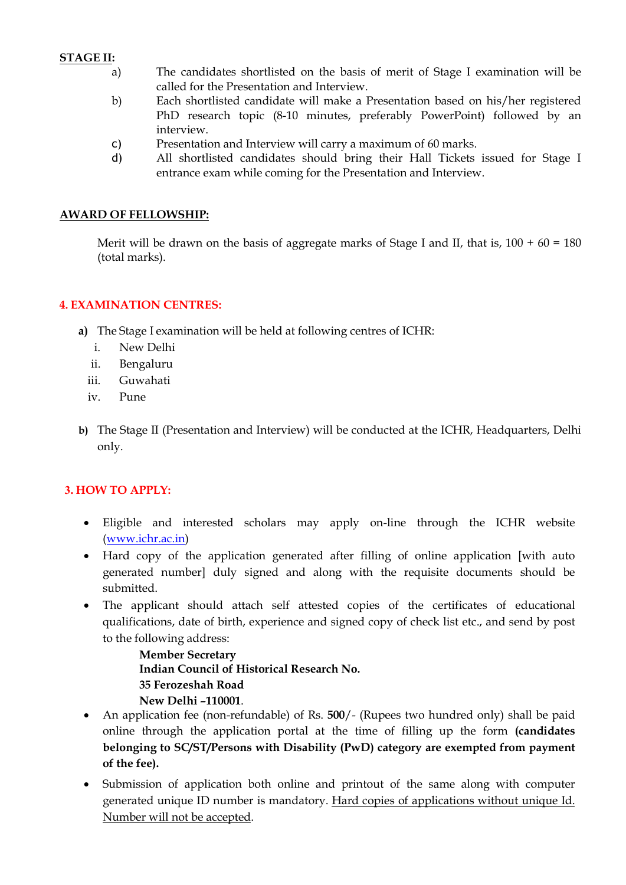**STAGE II:**

a) The candidates shortlisted on the basis of merit of Stage I examination will be called for the Presentation and Interview.

b) Each shortlisted candidate will make a Presentation based on his/her registered PhD research topic (8-10 minutes, preferably PowerPoint) followed by an interview.

c) Presentation and Interview will carry a maximum of 60 marks.

d) All shortlisted candidates should bring their Hall Tickets issued for Stage I entrance exam while coming for the Presentation and Interview.

**AWARD OF FELLOWSHIP:**

Merit will be drawn on the basis of aggregate marks of Stage I and II, that is, 100 + 60 = 180 (total marks).

## 4. EXAMINATION CENTRES:

**a)** The Stage I examination will be held at following centres of ICHR:

i. New Delhi
ii. Bengaluru
iii. Guwahati
iv. Pune

**b)** The Stage II (Presentation and Interview) will be conducted at the ICHR, Headquarters, Delhi only.

## 3. HOW TO APPLY:

- Eligible and interested scholars may apply on-line through the ICHR website (www.ichr.ac.in)
- Hard copy of the application generated after filling of online application [with auto generated number] duly signed and along with the requisite documents should be submitted.
- The applicant should attach self attested copies of the certificates of educational qualifications, date of birth, experience and signed copy of check list etc., and send by post to the following address:

  **Member Secretary**
  **Indian Council of Historical Research No.**
  **35 Ferozeshah Road**
  **New Delhi –110001**.
- An application fee (non-refundable) of Rs. **500**/- (Rupees two hundred only) shall be paid online through the application portal at the time of filling up the form **(candidates belonging to SC/ST/Persons with Disability (PwD) category are exempted from payment of the fee).**
- Submission of application both online and printout of the same along with computer generated unique ID number is mandatory. Hard copies of applications without unique Id. Number will not be accepted.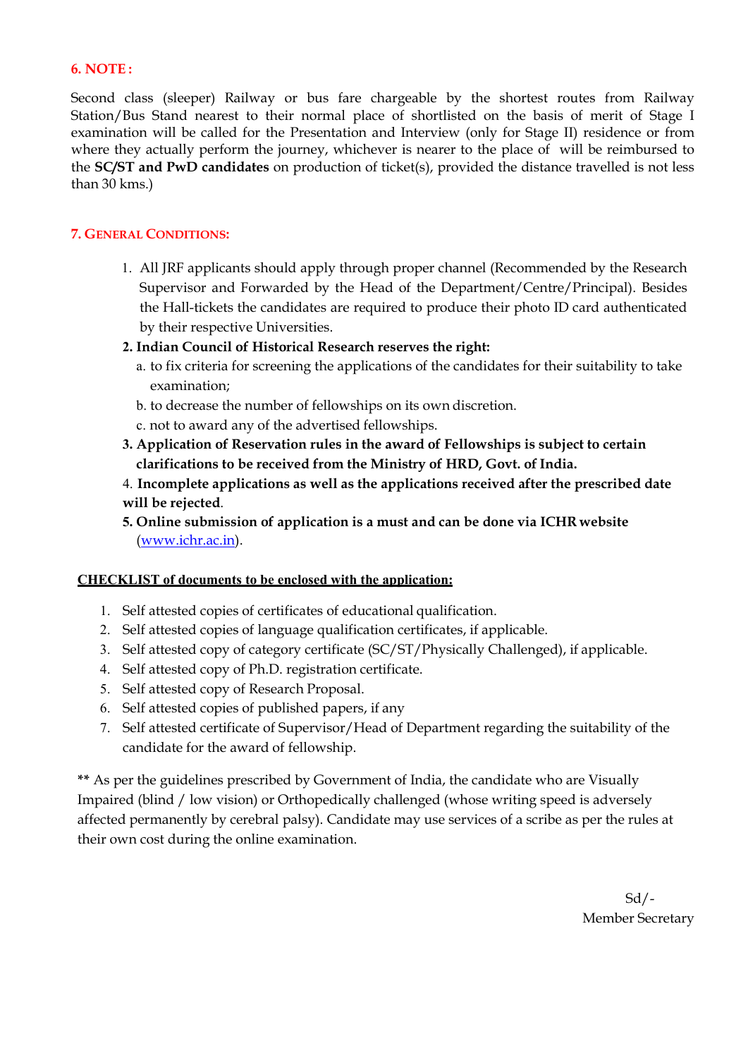## 6. NOTE :

Second class (sleeper) Railway or bus fare chargeable by the shortest routes from Railway Station/Bus Stand nearest to their normal place of shortlisted on the basis of merit of Stage I examination will be called for the Presentation and Interview (only for Stage II) residence or from where they actually perform the journey, whichever is nearer to the place of will be reimbursed to the **SC/ST and PwD candidates** on production of ticket(s), provided the distance travelled is not less than 30 kms.)

## 7. GENERAL CONDITIONS:

1. All JRF applicants should apply through proper channel (Recommended by the Research Supervisor and Forwarded by the Head of the Department/Centre/Principal). Besides the Hall-tickets the candidates are required to produce their photo ID card authenticated by their respective Universities.
2. **Indian Council of Historical Research reserves the right:**
   a. to fix criteria for screening the applications of the candidates for their suitability to take examination;
   b. to decrease the number of fellowships on its own discretion.
   c. not to award any of the advertised fellowships.
3. **Application of Reservation rules in the award of Fellowships is subject to certain clarifications to be received from the Ministry of HRD, Govt. of India.**
4. **Incomplete applications as well as the applications received after the prescribed date will be rejected**.
5. **Online submission of application is a must and can be done via ICHR website** (www.ichr.ac.in).

**CHECKLIST of documents to be enclosed with the application:**

1. Self attested copies of certificates of educational qualification.
2. Self attested copies of language qualification certificates, if applicable.
3. Self attested copy of category certificate (SC/ST/Physically Challenged), if applicable.
4. Self attested copy of Ph.D. registration certificate.
5. Self attested copy of Research Proposal.
6. Self attested copies of published papers, if any
7. Self attested certificate of Supervisor/Head of Department regarding the suitability of the candidate for the award of fellowship.

**\*\*** As per the guidelines prescribed by Government of India, the candidate who are Visually Impaired (blind / low vision) or Orthopedically challenged (whose writing speed is adversely affected permanently by cerebral palsy). Candidate may use services of a scribe as per the rules at their own cost during the online examination.

Sd/-
Member Secretary